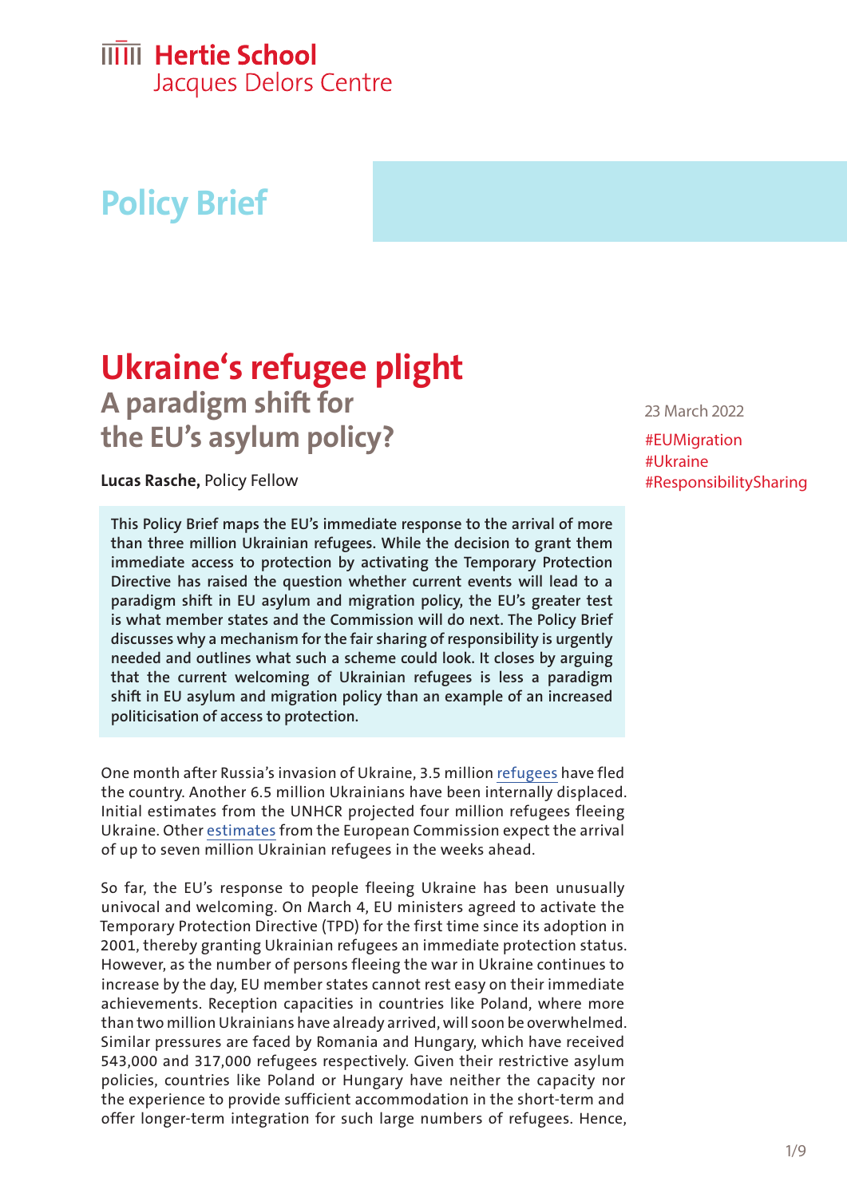Hertie School
Jacques Delors Centre

# Policy Brief

# Ukraine's refugee plight
## A paradigm shift for the EU's asylum policy?

23 March 2022

#EUMigration
#Ukraine
#ResponsibilitySharing

**Lucas Rasche,** Policy Fellow

**This Policy Brief maps the EU's immediate response to the arrival of more than three million Ukrainian refugees. While the decision to grant them immediate access to protection by activating the Temporary Protection Directive has raised the question whether current events will lead to a paradigm shift in EU asylum and migration policy, the EU's greater test is what member states and the Commission will do next. The Policy Brief discusses why a mechanism for the fair sharing of responsibility is urgently needed and outlines what such a scheme could look. It closes by arguing that the current welcoming of Ukrainian refugees is less a paradigm shift in EU asylum and migration policy than an example of an increased politicisation of access to protection.**

One month after Russia's invasion of Ukraine, 3.5 million refugees have fled the country. Another 6.5 million Ukrainians have been internally displaced. Initial estimates from the UNHCR projected four million refugees fleeing Ukraine. Other estimates from the European Commission expect the arrival of up to seven million Ukrainian refugees in the weeks ahead.

So far, the EU's response to people fleeing Ukraine has been unusually univocal and welcoming. On March 4, EU ministers agreed to activate the Temporary Protection Directive (TPD) for the first time since its adoption in 2001, thereby granting Ukrainian refugees an immediate protection status. However, as the number of persons fleeing the war in Ukraine continues to increase by the day, EU member states cannot rest easy on their immediate achievements. Reception capacities in countries like Poland, where more than two million Ukrainians have already arrived, will soon be overwhelmed. Similar pressures are faced by Romania and Hungary, which have received 543,000 and 317,000 refugees respectively. Given their restrictive asylum policies, countries like Poland or Hungary have neither the capacity nor the experience to provide sufficient accommodation in the short-term and offer longer-term integration for such large numbers of refugees. Hence,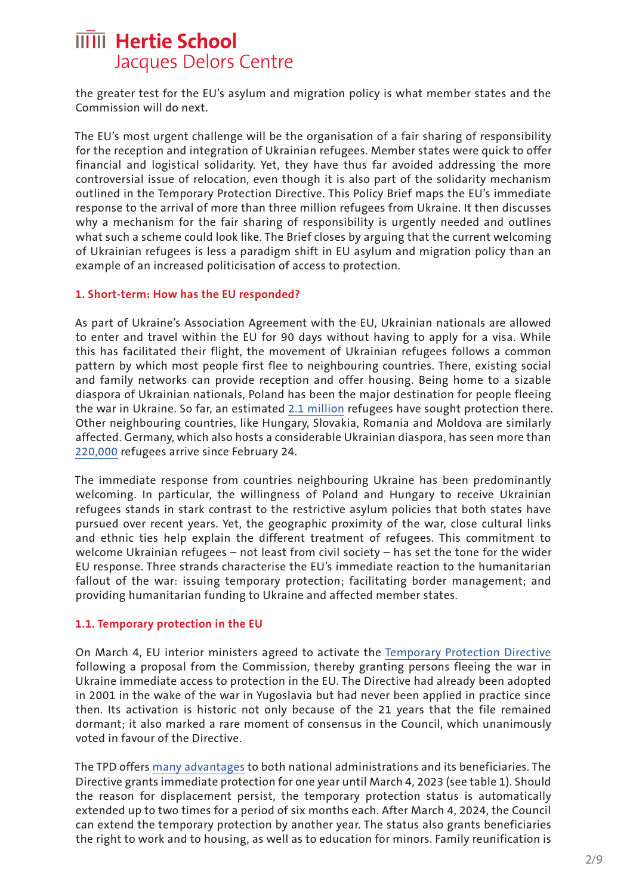the greater test for the EU's asylum and migration policy is what member states and the Commission will do next.

The EU's most urgent challenge will be the organisation of a fair sharing of responsibility for the reception and integration of Ukrainian refugees. Member states were quick to offer financial and logistical solidarity. Yet, they have thus far avoided addressing the more controversial issue of relocation, even though it is also part of the solidarity mechanism outlined in the Temporary Protection Directive. This Policy Brief maps the EU's immediate response to the arrival of more than three million refugees from Ukraine. It then discusses why a mechanism for the fair sharing of responsibility is urgently needed and outlines what such a scheme could look like. The Brief closes by arguing that the current welcoming of Ukrainian refugees is less a paradigm shift in EU asylum and migration policy than an example of an increased politicisation of access to protection.

## 1. Short-term: How has the EU responded?

As part of Ukraine's Association Agreement with the EU, Ukrainian nationals are allowed to enter and travel within the EU for 90 days without having to apply for a visa. While this has facilitated their flight, the movement of Ukrainian refugees follows a common pattern by which most people first flee to neighbouring countries. There, existing social and family networks can provide reception and offer housing. Being home to a sizable diaspora of Ukrainian nationals, Poland has been the major destination for people fleeing the war in Ukraine. So far, an estimated 2.1 million refugees have sought protection there. Other neighbouring countries, like Hungary, Slovakia, Romania and Moldova are similarly affected. Germany, which also hosts a considerable Ukrainian diaspora, has seen more than 220,000 refugees arrive since February 24.

The immediate response from countries neighbouring Ukraine has been predominantly welcoming. In particular, the willingness of Poland and Hungary to receive Ukrainian refugees stands in stark contrast to the restrictive asylum policies that both states have pursued over recent years. Yet, the geographic proximity of the war, close cultural links and ethnic ties help explain the different treatment of refugees. This commitment to welcome Ukrainian refugees – not least from civil society – has set the tone for the wider EU response. Three strands characterise the EU's immediate reaction to the humanitarian fallout of the war: issuing temporary protection; facilitating border management; and providing humanitarian funding to Ukraine and affected member states.

### 1.1. Temporary protection in the EU

On March 4, EU interior ministers agreed to activate the Temporary Protection Directive following a proposal from the Commission, thereby granting persons fleeing the war in Ukraine immediate access to protection in the EU. The Directive had already been adopted in 2001 in the wake of the war in Yugoslavia but had never been applied in practice since then. Its activation is historic not only because of the 21 years that the file remained dormant; it also marked a rare moment of consensus in the Council, which unanimously voted in favour of the Directive.

The TPD offers many advantages to both national administrations and its beneficiaries. The Directive grants immediate protection for one year until March 4, 2023 (see table 1). Should the reason for displacement persist, the temporary protection status is automatically extended up to two times for a period of six months each. After March 4, 2024, the Council can extend the temporary protection by another year. The status also grants beneficiaries the right to work and to housing, as well as to education for minors. Family reunification is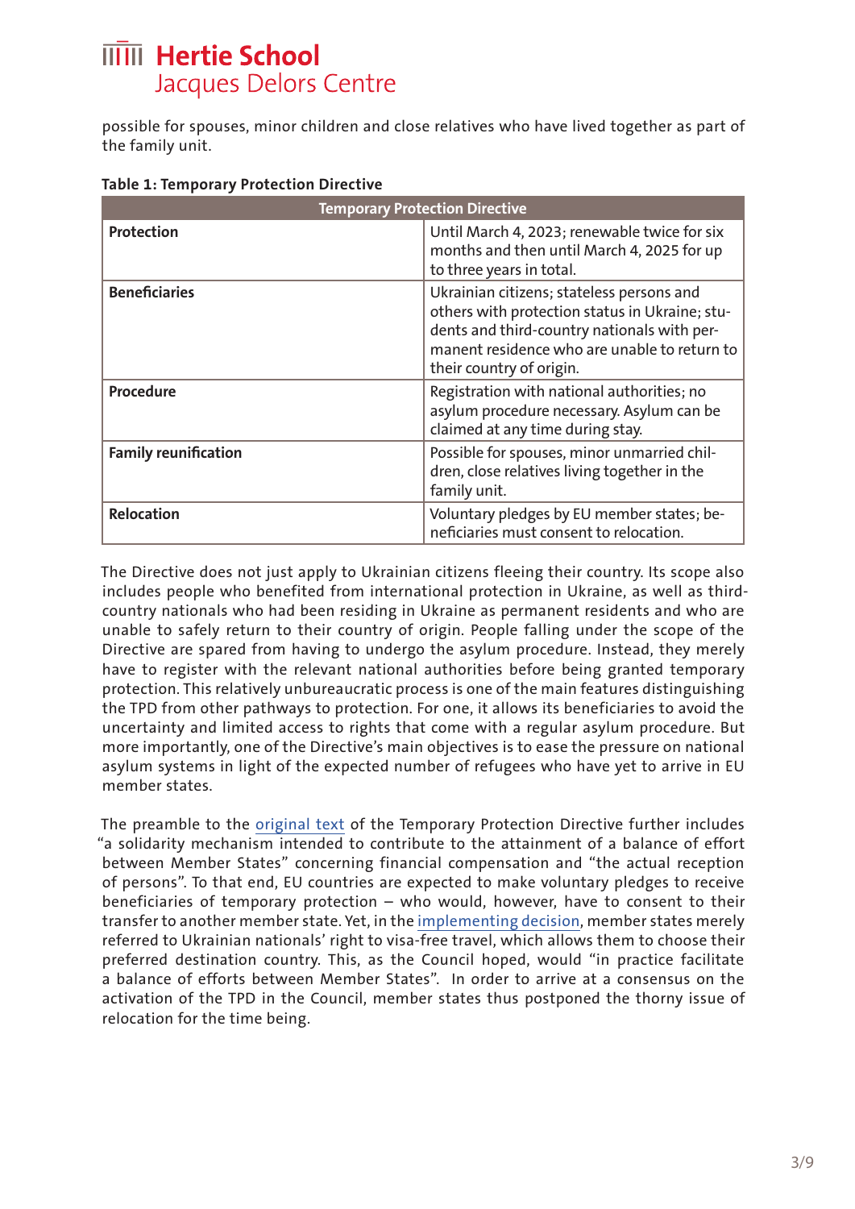possible for spouses, minor children and close relatives who have lived together as part of the family unit.

**Table 1: Temporary Protection Directive**

| Temporary Protection Directive | |
|---|---|
| **Protection** | Until March 4, 2023; renewable twice for six months and then until March 4, 2025 for up to three years in total. |
| **Beneficiaries** | Ukrainian citizens; stateless persons and others with protection status in Ukraine; students and third-country nationals with permanent residence who are unable to return to their country of origin. |
| **Procedure** | Registration with national authorities; no asylum procedure necessary. Asylum can be claimed at any time during stay. |
| **Family reunification** | Possible for spouses, minor unmarried children, close relatives living together in the family unit. |
| **Relocation** | Voluntary pledges by EU member states; beneficiaries must consent to relocation. |

The Directive does not just apply to Ukrainian citizens fleeing their country. Its scope also includes people who benefited from international protection in Ukraine, as well as third-country nationals who had been residing in Ukraine as permanent residents and who are unable to safely return to their country of origin. People falling under the scope of the Directive are spared from having to undergo the asylum procedure. Instead, they merely have to register with the relevant national authorities before being granted temporary protection. This relatively unbureaucratic process is one of the main features distinguishing the TPD from other pathways to protection. For one, it allows its beneficiaries to avoid the uncertainty and limited access to rights that come with a regular asylum procedure. But more importantly, one of the Directive's main objectives is to ease the pressure on national asylum systems in light of the expected number of refugees who have yet to arrive in EU member states.

The preamble to the original text of the Temporary Protection Directive further includes "a solidarity mechanism intended to contribute to the attainment of a balance of effort between Member States" concerning financial compensation and "the actual reception of persons". To that end, EU countries are expected to make voluntary pledges to receive beneficiaries of temporary protection – who would, however, have to consent to their transfer to another member state. Yet, in the implementing decision, member states merely referred to Ukrainian nationals' right to visa-free travel, which allows them to choose their preferred destination country. This, as the Council hoped, would "in practice facilitate a balance of efforts between Member States". In order to arrive at a consensus on the activation of the TPD in the Council, member states thus postponed the thorny issue of relocation for the time being.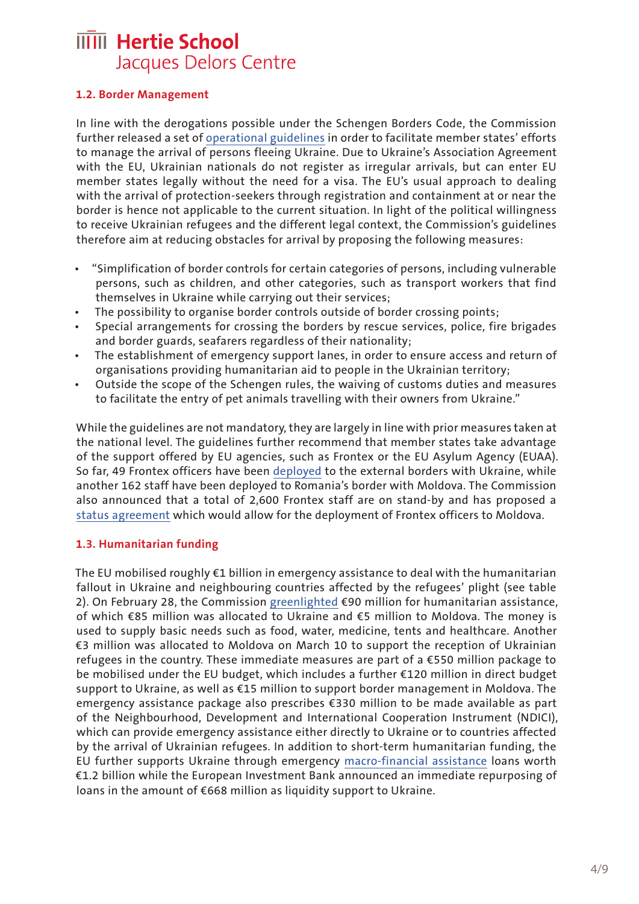### 1.2. Border Management

In line with the derogations possible under the Schengen Borders Code, the Commission further released a set of operational guidelines in order to facilitate member states' efforts to manage the arrival of persons fleeing Ukraine. Due to Ukraine's Association Agreement with the EU, Ukrainian nationals do not register as irregular arrivals, but can enter EU member states legally without the need for a visa. The EU's usual approach to dealing with the arrival of protection-seekers through registration and containment at or near the border is hence not applicable to the current situation. In light of the political willingness to receive Ukrainian refugees and the different legal context, the Commission's guidelines therefore aim at reducing obstacles for arrival by proposing the following measures:

- "Simplification of border controls for certain categories of persons, including vulnerable persons, such as children, and other categories, such as transport workers that find themselves in Ukraine while carrying out their services;
- The possibility to organise border controls outside of border crossing points;
- Special arrangements for crossing the borders by rescue services, police, fire brigades and border guards, seafarers regardless of their nationality;
- The establishment of emergency support lanes, in order to ensure access and return of organisations providing humanitarian aid to people in the Ukrainian territory;
- Outside the scope of the Schengen rules, the waiving of customs duties and measures to facilitate the entry of pet animals travelling with their owners from Ukraine."

While the guidelines are not mandatory, they are largely in line with prior measures taken at the national level. The guidelines further recommend that member states take advantage of the support offered by EU agencies, such as Frontex or the EU Asylum Agency (EUAA). So far, 49 Frontex officers have been deployed to the external borders with Ukraine, while another 162 staff have been deployed to Romania's border with Moldova. The Commission also announced that a total of 2,600 Frontex staff are on stand-by and has proposed a status agreement which would allow for the deployment of Frontex officers to Moldova.

### 1.3. Humanitarian funding

The EU mobilised roughly €1 billion in emergency assistance to deal with the humanitarian fallout in Ukraine and neighbouring countries affected by the refugees' plight (see table 2). On February 28, the Commission greenlighted €90 million for humanitarian assistance, of which €85 million was allocated to Ukraine and €5 million to Moldova. The money is used to supply basic needs such as food, water, medicine, tents and healthcare. Another €3 million was allocated to Moldova on March 10 to support the reception of Ukrainian refugees in the country. These immediate measures are part of a €550 million package to be mobilised under the EU budget, which includes a further €120 million in direct budget support to Ukraine, as well as €15 million to support border management in Moldova. The emergency assistance package also prescribes €330 million to be made available as part of the Neighbourhood, Development and International Cooperation Instrument (NDICI), which can provide emergency assistance either directly to Ukraine or to countries affected by the arrival of Ukrainian refugees. In addition to short-term humanitarian funding, the EU further supports Ukraine through emergency macro-financial assistance loans worth €1.2 billion while the European Investment Bank announced an immediate repurposing of loans in the amount of €668 million as liquidity support to Ukraine.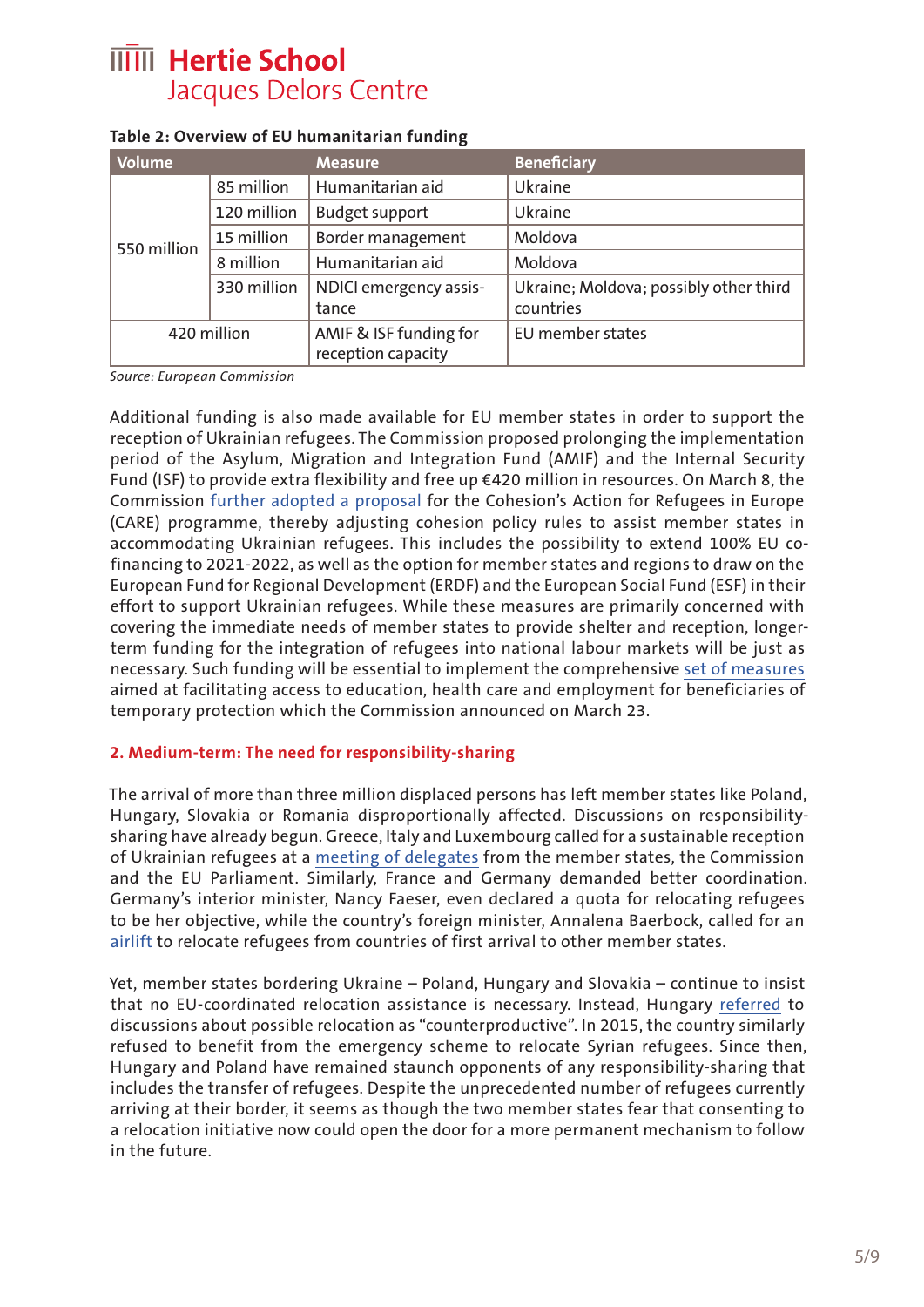**Table 2: Overview of EU humanitarian funding**

| Volume | | Measure | Beneficiary |
|---|---|---|---|
| 550 million | 85 million | Humanitarian aid | Ukraine |
| | 120 million | Budget support | Ukraine |
| | 15 million | Border management | Moldova |
| | 8 million | Humanitarian aid | Moldova |
| | 330 million | NDICI emergency assistance | Ukraine; Moldova; possibly other third countries |
| 420 million | | AMIF & ISF funding for reception capacity | EU member states |

*Source: European Commission*

Additional funding is also made available for EU member states in order to support the reception of Ukrainian refugees. The Commission proposed prolonging the implementation period of the Asylum, Migration and Integration Fund (AMIF) and the Internal Security Fund (ISF) to provide extra flexibility and free up €420 million in resources. On March 8, the Commission further adopted a proposal for the Cohesion's Action for Refugees in Europe (CARE) programme, thereby adjusting cohesion policy rules to assist member states in accommodating Ukrainian refugees. This includes the possibility to extend 100% EU co-financing to 2021-2022, as well as the option for member states and regions to draw on the European Fund for Regional Development (ERDF) and the European Social Fund (ESF) in their effort to support Ukrainian refugees. While these measures are primarily concerned with covering the immediate needs of member states to provide shelter and reception, longer-term funding for the integration of refugees into national labour markets will be just as necessary. Such funding will be essential to implement the comprehensive set of measures aimed at facilitating access to education, health care and employment for beneficiaries of temporary protection which the Commission announced on March 23.

## 2. Medium-term: The need for responsibility-sharing

The arrival of more than three million displaced persons has left member states like Poland, Hungary, Slovakia or Romania disproportionally affected. Discussions on responsibility-sharing have already begun. Greece, Italy and Luxembourg called for a sustainable reception of Ukrainian refugees at a meeting of delegates from the member states, the Commission and the EU Parliament. Similarly, France and Germany demanded better coordination. Germany's interior minister, Nancy Faeser, even declared a quota for relocating refugees to be her objective, while the country's foreign minister, Annalena Baerbock, called for an airlift to relocate refugees from countries of first arrival to other member states.

Yet, member states bordering Ukraine – Poland, Hungary and Slovakia – continue to insist that no EU-coordinated relocation assistance is necessary. Instead, Hungary referred to discussions about possible relocation as "counterproductive". In 2015, the country similarly refused to benefit from the emergency scheme to relocate Syrian refugees. Since then, Hungary and Poland have remained staunch opponents of any responsibility-sharing that includes the transfer of refugees. Despite the unprecedented number of refugees currently arriving at their border, it seems as though the two member states fear that consenting to a relocation initiative now could open the door for a more permanent mechanism to follow in the future.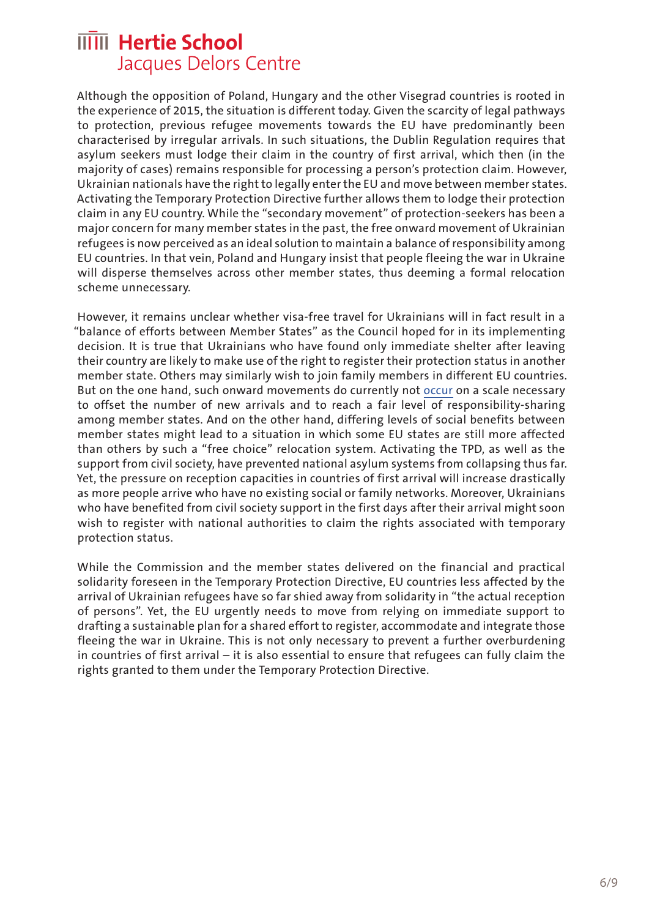Although the opposition of Poland, Hungary and the other Visegrad countries is rooted in the experience of 2015, the situation is different today. Given the scarcity of legal pathways to protection, previous refugee movements towards the EU have predominantly been characterised by irregular arrivals. In such situations, the Dublin Regulation requires that asylum seekers must lodge their claim in the country of first arrival, which then (in the majority of cases) remains responsible for processing a person's protection claim. However, Ukrainian nationals have the right to legally enter the EU and move between member states. Activating the Temporary Protection Directive further allows them to lodge their protection claim in any EU country. While the "secondary movement" of protection-seekers has been a major concern for many member states in the past, the free onward movement of Ukrainian refugees is now perceived as an ideal solution to maintain a balance of responsibility among EU countries. In that vein, Poland and Hungary insist that people fleeing the war in Ukraine will disperse themselves across other member states, thus deeming a formal relocation scheme unnecessary.

However, it remains unclear whether visa-free travel for Ukrainians will in fact result in a "balance of efforts between Member States" as the Council hoped for in its implementing decision. It is true that Ukrainians who have found only immediate shelter after leaving their country are likely to make use of the right to register their protection status in another member state. Others may similarly wish to join family members in different EU countries. But on the one hand, such onward movements do currently not occur on a scale necessary to offset the number of new arrivals and to reach a fair level of responsibility-sharing among member states. And on the other hand, differing levels of social benefits between member states might lead to a situation in which some EU states are still more affected than others by such a "free choice" relocation system. Activating the TPD, as well as the support from civil society, have prevented national asylum systems from collapsing thus far. Yet, the pressure on reception capacities in countries of first arrival will increase drastically as more people arrive who have no existing social or family networks. Moreover, Ukrainians who have benefited from civil society support in the first days after their arrival might soon wish to register with national authorities to claim the rights associated with temporary protection status.

While the Commission and the member states delivered on the financial and practical solidarity foreseen in the Temporary Protection Directive, EU countries less affected by the arrival of Ukrainian refugees have so far shied away from solidarity in "the actual reception of persons". Yet, the EU urgently needs to move from relying on immediate support to drafting a sustainable plan for a shared effort to register, accommodate and integrate those fleeing the war in Ukraine. This is not only necessary to prevent a further overburdening in countries of first arrival – it is also essential to ensure that refugees can fully claim the rights granted to them under the Temporary Protection Directive.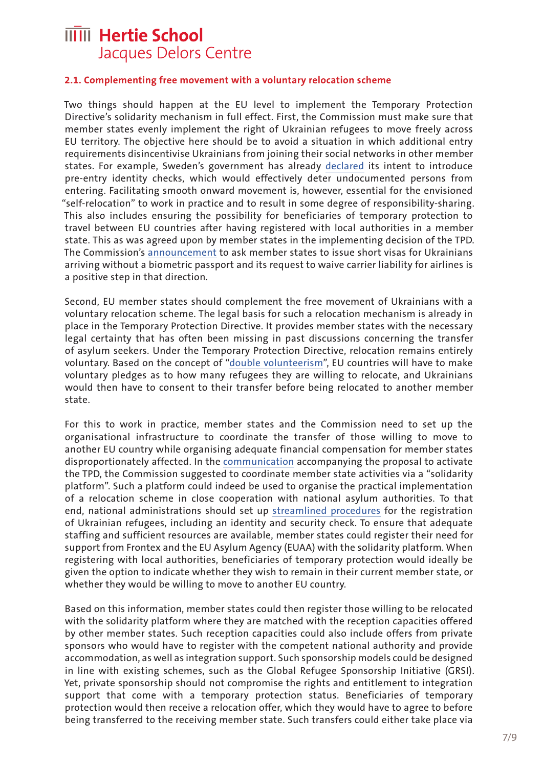### 2.1. Complementing free movement with a voluntary relocation scheme

Two things should happen at the EU level to implement the Temporary Protection Directive's solidarity mechanism in full effect. First, the Commission must make sure that member states evenly implement the right of Ukrainian refugees to move freely across EU territory. The objective here should be to avoid a situation in which additional entry requirements disincentivise Ukrainians from joining their social networks in other member states. For example, Sweden's government has already declared its intent to introduce pre-entry identity checks, which would effectively deter undocumented persons from entering. Facilitating smooth onward movement is, however, essential for the envisioned "self-relocation" to work in practice and to result in some degree of responsibility-sharing. This also includes ensuring the possibility for beneficiaries of temporary protection to travel between EU countries after having registered with local authorities in a member state. This as was agreed upon by member states in the implementing decision of the TPD. The Commission's announcement to ask member states to issue short visas for Ukrainians arriving without a biometric passport and its request to waive carrier liability for airlines is a positive step in that direction.

Second, EU member states should complement the free movement of Ukrainians with a voluntary relocation scheme. The legal basis for such a relocation mechanism is already in place in the Temporary Protection Directive. It provides member states with the necessary legal certainty that has often been missing in past discussions concerning the transfer of asylum seekers. Under the Temporary Protection Directive, relocation remains entirely voluntary. Based on the concept of "double volunteerism", EU countries will have to make voluntary pledges as to how many refugees they are willing to relocate, and Ukrainians would then have to consent to their transfer before being relocated to another member state.

For this to work in practice, member states and the Commission need to set up the organisational infrastructure to coordinate the transfer of those willing to move to another EU country while organising adequate financial compensation for member states disproportionately affected. In the communication accompanying the proposal to activate the TPD, the Commission suggested to coordinate member state activities via a "solidarity platform". Such a platform could indeed be used to organise the practical implementation of a relocation scheme in close cooperation with national asylum authorities. To that end, national administrations should set up streamlined procedures for the registration of Ukrainian refugees, including an identity and security check. To ensure that adequate staffing and sufficient resources are available, member states could register their need for support from Frontex and the EU Asylum Agency (EUAA) with the solidarity platform. When registering with local authorities, beneficiaries of temporary protection would ideally be given the option to indicate whether they wish to remain in their current member state, or whether they would be willing to move to another EU country.

Based on this information, member states could then register those willing to be relocated with the solidarity platform where they are matched with the reception capacities offered by other member states. Such reception capacities could also include offers from private sponsors who would have to register with the competent national authority and provide accommodation, as well as integration support. Such sponsorship models could be designed in line with existing schemes, such as the Global Refugee Sponsorship Initiative (GRSI). Yet, private sponsorship should not compromise the rights and entitlement to integration support that come with a temporary protection status. Beneficiaries of temporary protection would then receive a relocation offer, which they would have to agree to before being transferred to the receiving member state. Such transfers could either take place via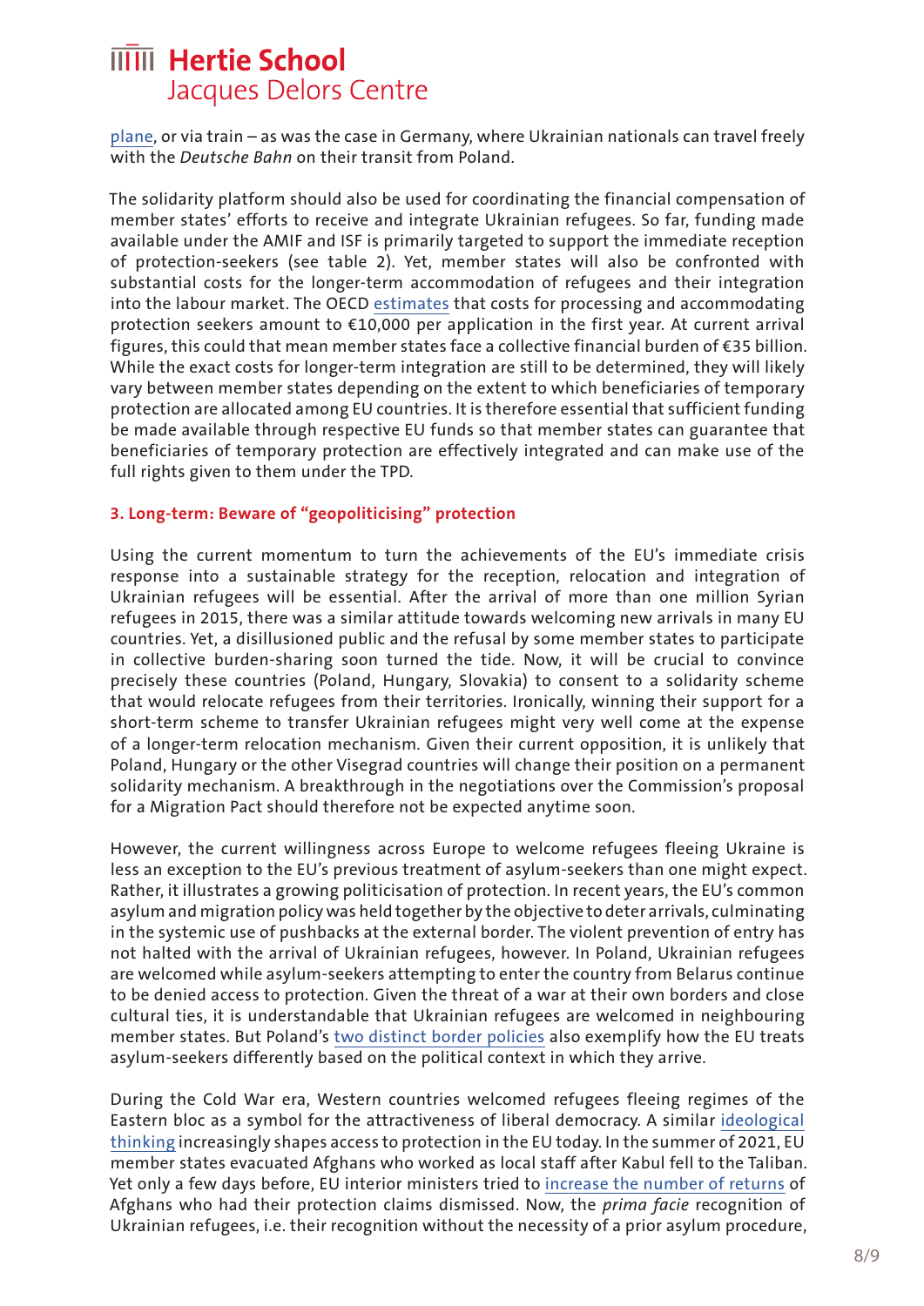plane, or via train – as was the case in Germany, where Ukrainian nationals can travel freely with the *Deutsche Bahn* on their transit from Poland.

The solidarity platform should also be used for coordinating the financial compensation of member states' efforts to receive and integrate Ukrainian refugees. So far, funding made available under the AMIF and ISF is primarily targeted to support the immediate reception of protection-seekers (see table 2). Yet, member states will also be confronted with substantial costs for the longer-term accommodation of refugees and their integration into the labour market. The OECD estimates that costs for processing and accommodating protection seekers amount to €10,000 per application in the first year. At current arrival figures, this could that mean member states face a collective financial burden of €35 billion. While the exact costs for longer-term integration are still to be determined, they will likely vary between member states depending on the extent to which beneficiaries of temporary protection are allocated among EU countries. It is therefore essential that sufficient funding be made available through respective EU funds so that member states can guarantee that beneficiaries of temporary protection are effectively integrated and can make use of the full rights given to them under the TPD.

### 3. Long-term: Beware of "geopoliticising" protection

Using the current momentum to turn the achievements of the EU's immediate crisis response into a sustainable strategy for the reception, relocation and integration of Ukrainian refugees will be essential. After the arrival of more than one million Syrian refugees in 2015, there was a similar attitude towards welcoming new arrivals in many EU countries. Yet, a disillusioned public and the refusal by some member states to participate in collective burden-sharing soon turned the tide. Now, it will be crucial to convince precisely these countries (Poland, Hungary, Slovakia) to consent to a solidarity scheme that would relocate refugees from their territories. Ironically, winning their support for a short-term scheme to transfer Ukrainian refugees might very well come at the expense of a longer-term relocation mechanism. Given their current opposition, it is unlikely that Poland, Hungary or the other Visegrad countries will change their position on a permanent solidarity mechanism. A breakthrough in the negotiations over the Commission's proposal for a Migration Pact should therefore not be expected anytime soon.

However, the current willingness across Europe to welcome refugees fleeing Ukraine is less an exception to the EU's previous treatment of asylum-seekers than one might expect. Rather, it illustrates a growing politicisation of protection. In recent years, the EU's common asylum and migration policy was held together by the objective to deter arrivals, culminating in the systemic use of pushbacks at the external border. The violent prevention of entry has not halted with the arrival of Ukrainian refugees, however. In Poland, Ukrainian refugees are welcomed while asylum-seekers attempting to enter the country from Belarus continue to be denied access to protection. Given the threat of a war at their own borders and close cultural ties, it is understandable that Ukrainian refugees are welcomed in neighbouring member states. But Poland's two distinct border policies also exemplify how the EU treats asylum-seekers differently based on the political context in which they arrive.

During the Cold War era, Western countries welcomed refugees fleeing regimes of the Eastern bloc as a symbol for the attractiveness of liberal democracy. A similar ideological thinking increasingly shapes access to protection in the EU today. In the summer of 2021, EU member states evacuated Afghans who worked as local staff after Kabul fell to the Taliban. Yet only a few days before, EU interior ministers tried to increase the number of returns of Afghans who had their protection claims dismissed. Now, the *prima facie* recognition of Ukrainian refugees, i.e. their recognition without the necessity of a prior asylum procedure,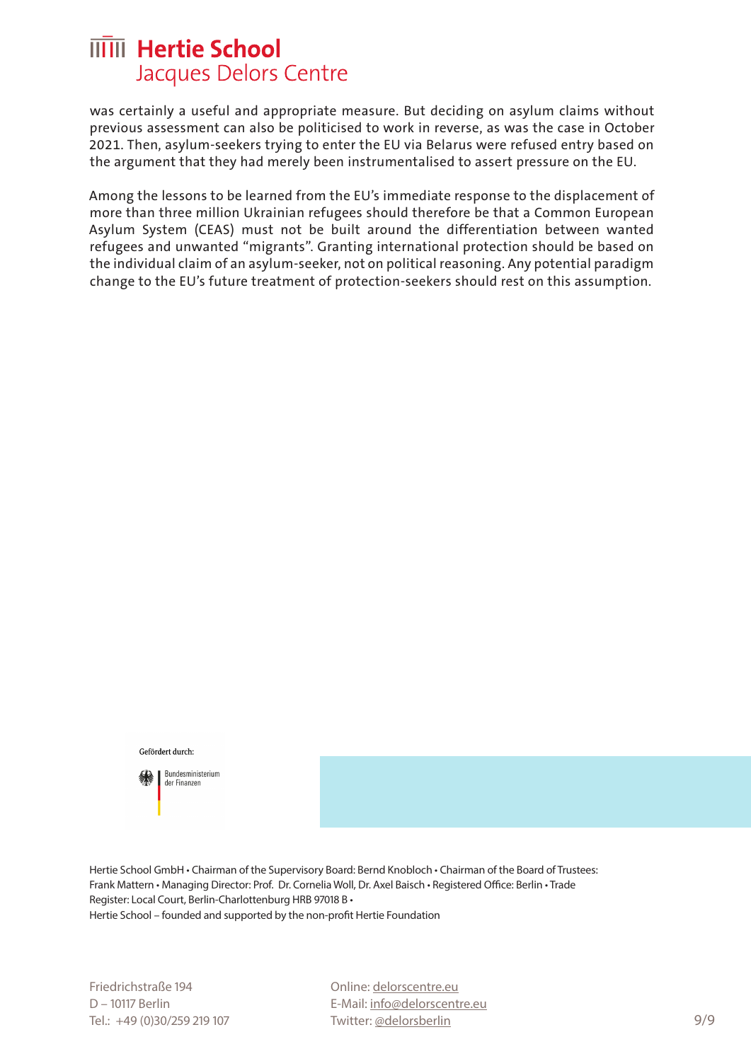was certainly a useful and appropriate measure. But deciding on asylum claims without previous assessment can also be politicised to work in reverse, as was the case in October 2021. Then, asylum-seekers trying to enter the EU via Belarus were refused entry based on the argument that they had merely been instrumentalised to assert pressure on the EU.

Among the lessons to be learned from the EU's immediate response to the displacement of more than three million Ukrainian refugees should therefore be that a Common European Asylum System (CEAS) must not be built around the differentiation between wanted refugees and unwanted "migrants". Granting international protection should be based on the individual claim of an asylum-seeker, not on political reasoning. Any potential paradigm change to the EU's future treatment of protection-seekers should rest on this assumption.

Gefördert durch:

Bundesministerium der Finanzen

Hertie School GmbH • Chairman of the Supervisory Board: Bernd Knobloch • Chairman of the Board of Trustees: Frank Mattern • Managing Director: Prof. Dr. Cornelia Woll, Dr. Axel Baisch • Registered Office: Berlin • Trade Register: Local Court, Berlin-Charlottenburg HRB 97018 B •
Hertie School – founded and supported by the non-profit Hertie Foundation

Friedrichstraße 194
D – 10117 Berlin
Tel.: +49 (0)30/259 219 107

Online: delorscentre.eu
E-Mail: info@delorscentre.eu
Twitter: @delorsberlin